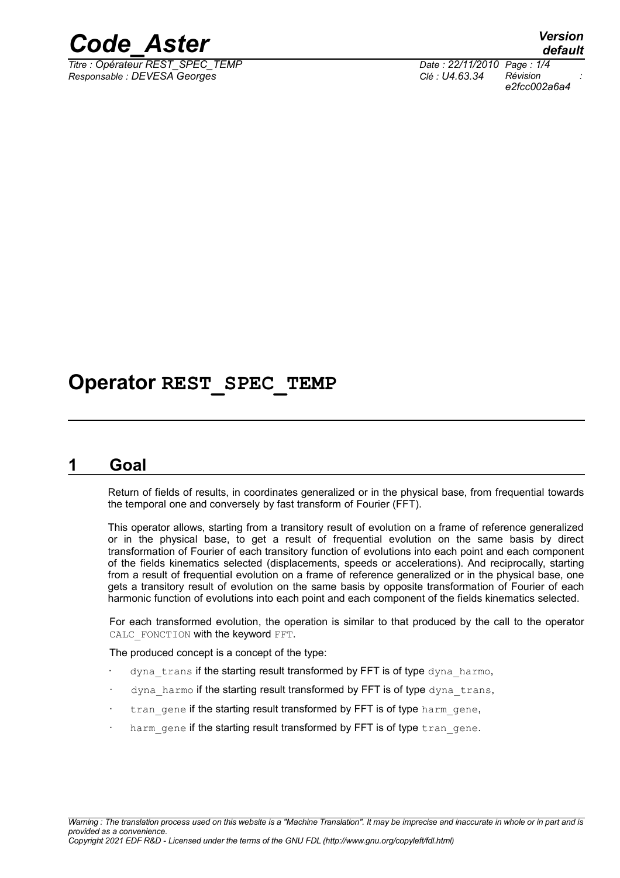# Operator REST_SPEC_TEMP

## 1 Goal

Return of fields of results, in coordinates generalized or in the physical base, from frequential towards the temporal one and conversely by fast transform of Fourier (FFT).

This operator allows, starting from a transitory result of evolution on a frame of reference generalized or in the physical base, to get a result of frequential evolution on the same basis by direct transformation of Fourier of each transitory function of evolutions into each point and each component of the fields kinematics selected (displacements, speeds or accelerations). And reciprocally, starting from a result of frequential evolution on a frame of reference generalized or in the physical base, one gets a transitory result of evolution on the same basis by opposite transformation of Fourier of each harmonic function of evolutions into each point and each component of the fields kinematics selected.

For each transformed evolution, the operation is similar to that produced by the call to the operator CALC_FONCTION with the keyword FFT.

The produced concept is a concept of the type:

- dyna_trans if the starting result transformed by FFT is of type dyna_harmo,
- dyna_harmo if the starting result transformed by FFT is of type dyna_trans,
- tran_gene if the starting result transformed by FFT is of type harm_gene,
- harm_gene if the starting result transformed by FFT is of type tran_gene.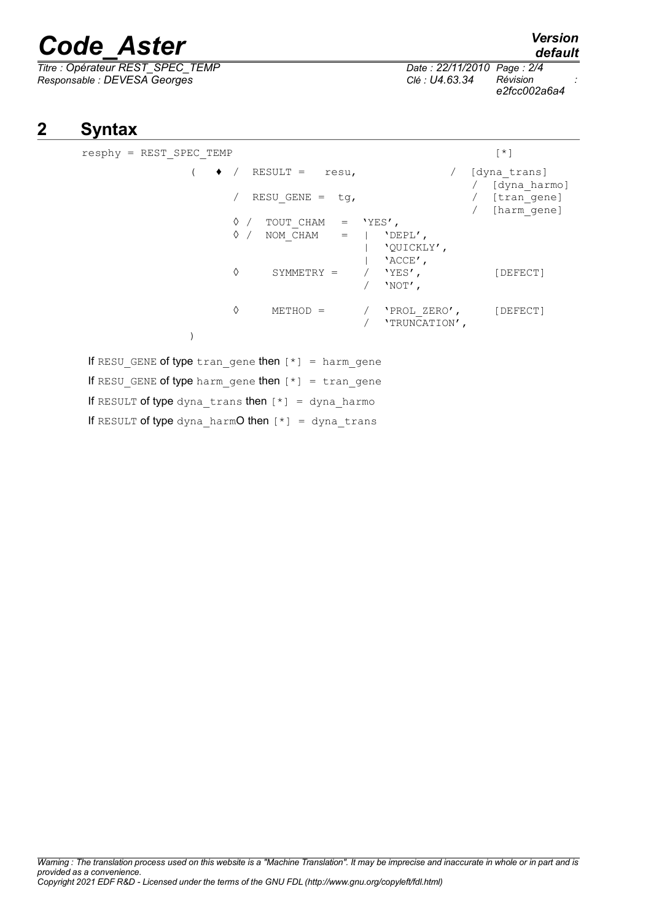## 2 Syntax

```
resphy = REST_SPEC_TEMP                                        [*]
          (  ♦ /  RESULT =    resu,                  /  [dyna_trans]
                                                        /  [dyna_harmo]
               /  RESU_GENE =  tg,                   /  [tran_gene]
                                                     /  [harm_gene]
             ◊ /  TOUT_CHAM   =  'YES',
             ◊ /  NOM_CHAM    =  |  'DEPL',
                                 |  'QUICKLY',
                                 |  'ACCE',
             ◊     SYMMETRY =    /  'YES',               [DEFECT]
                                 /  'NOT',

             ◊     METHOD =      /  'PROL_ZERO',         [DEFECT]
                                 /  'TRUNCATION',
          )
```

If `RESU_GENE` of type `tran_gene` then `[*] = harm_gene`

If `RESU_GENE` of type `harm_gene` then `[*] = tran_gene`

If `RESULT` of type `dyna_trans` then `[*] = dyna_harmo`

If `RESULT` of type `dyna_harmO` then `[*] = dyna_trans`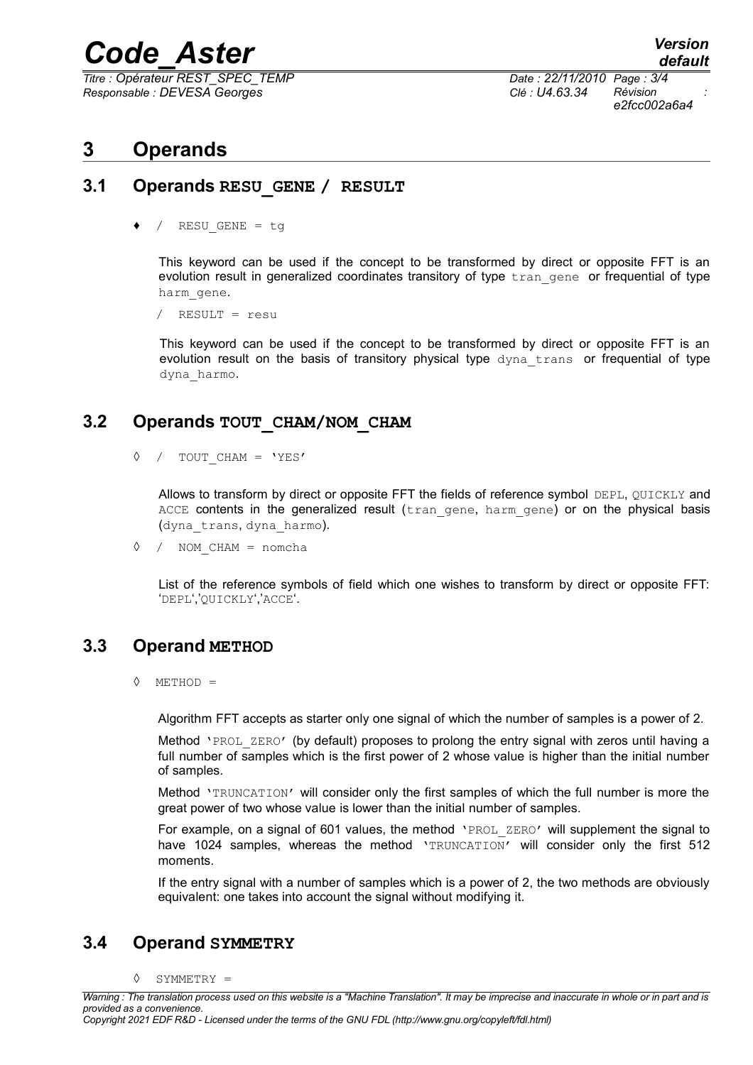# 3 Operands

## 3.1 Operands RESU_GENE / RESULT

♦ / RESU_GENE = tg

This keyword can be used if the concept to be transformed by direct or opposite FFT is an evolution result in generalized coordinates transitory of type tran_gene or frequential of type harm_gene.

/ RESULT = resu

This keyword can be used if the concept to be transformed by direct or opposite FFT is an evolution result on the basis of transitory physical type dyna_trans or frequential of type dyna_harmo.

## 3.2 Operands TOUT_CHAM/NOM_CHAM

◊ / TOUT_CHAM = 'YES'

Allows to transform by direct or opposite FFT the fields of reference symbol DEPL, QUICKLY and ACCE contents in the generalized result (tran_gene, harm_gene) or on the physical basis (dyna_trans, dyna_harmo).

◊ / NOM_CHAM = nomcha

List of the reference symbols of field which one wishes to transform by direct or opposite FFT: 'DEPL','QUICKLY','ACCE'.

## 3.3 Operand METHOD

◊ METHOD =

Algorithm FFT accepts as starter only one signal of which the number of samples is a power of 2.

Method 'PROL_ZERO' (by default) proposes to prolong the entry signal with zeros until having a full number of samples which is the first power of 2 whose value is higher than the initial number of samples.

Method 'TRUNCATION' will consider only the first samples of which the full number is more the great power of two whose value is lower than the initial number of samples.

For example, on a signal of 601 values, the method 'PROL_ZERO' will supplement the signal to have 1024 samples, whereas the method 'TRUNCATION' will consider only the first 512 moments.

If the entry signal with a number of samples which is a power of 2, the two methods are obviously equivalent: one takes into account the signal without modifying it.

## 3.4 Operand SYMMETRY

◊ SYMMETRY =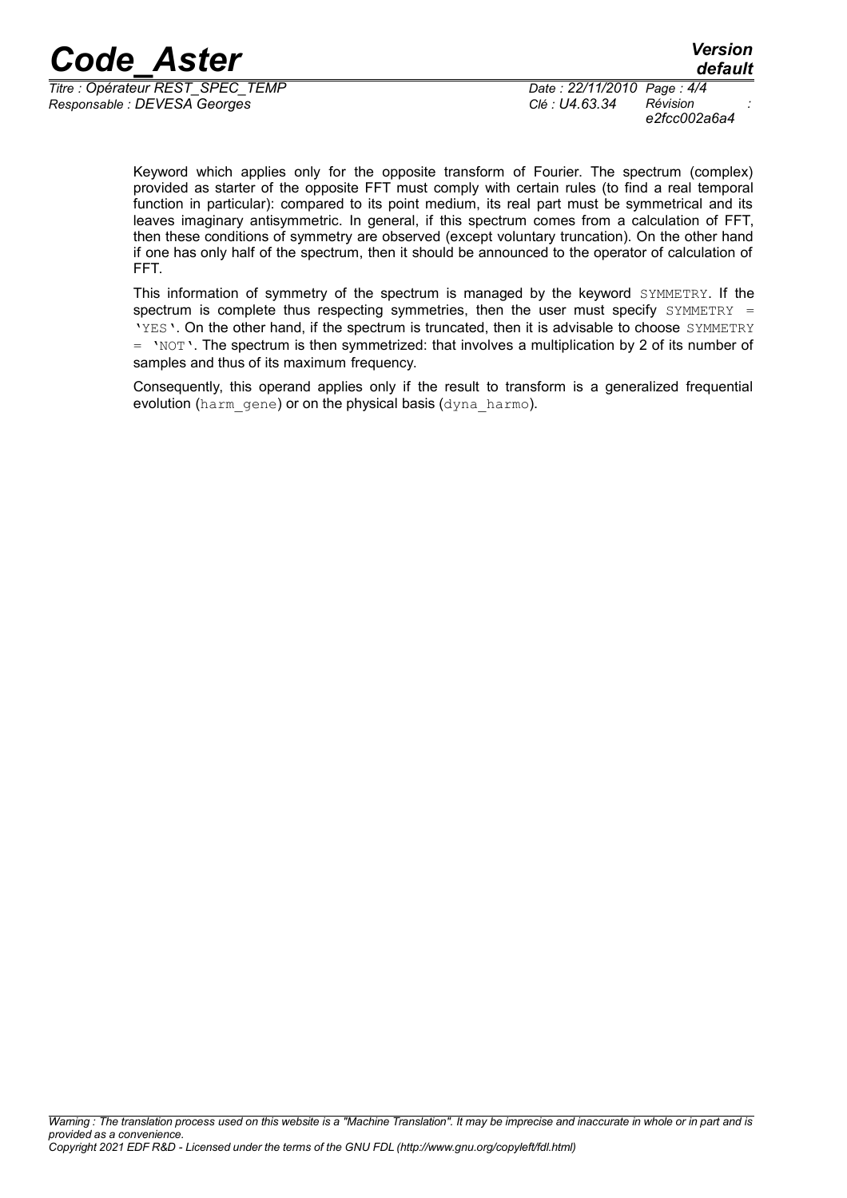Keyword which applies only for the opposite transform of Fourier. The spectrum (complex) provided as starter of the opposite FFT must comply with certain rules (to find a real temporal function in particular): compared to its point medium, its real part must be symmetrical and its leaves imaginary antisymmetric. In general, if this spectrum comes from a calculation of FFT, then these conditions of symmetry are observed (except voluntary truncation). On the other hand if one has only half of the spectrum, then it should be announced to the operator of calculation of FFT.

This information of symmetry of the spectrum is managed by the keyword `SYMMETRY`. If the spectrum is complete thus respecting symmetries, then the user must specify `SYMMETRY = 'YES'`. On the other hand, if the spectrum is truncated, then it is advisable to choose `SYMMETRY = 'NOT'`. The spectrum is then symmetrized: that involves a multiplication by 2 of its number of samples and thus of its maximum frequency.

Consequently, this operand applies only if the result to transform is a generalized frequential evolution (`harm_gene`) or on the physical basis (`dyna_harmo`).